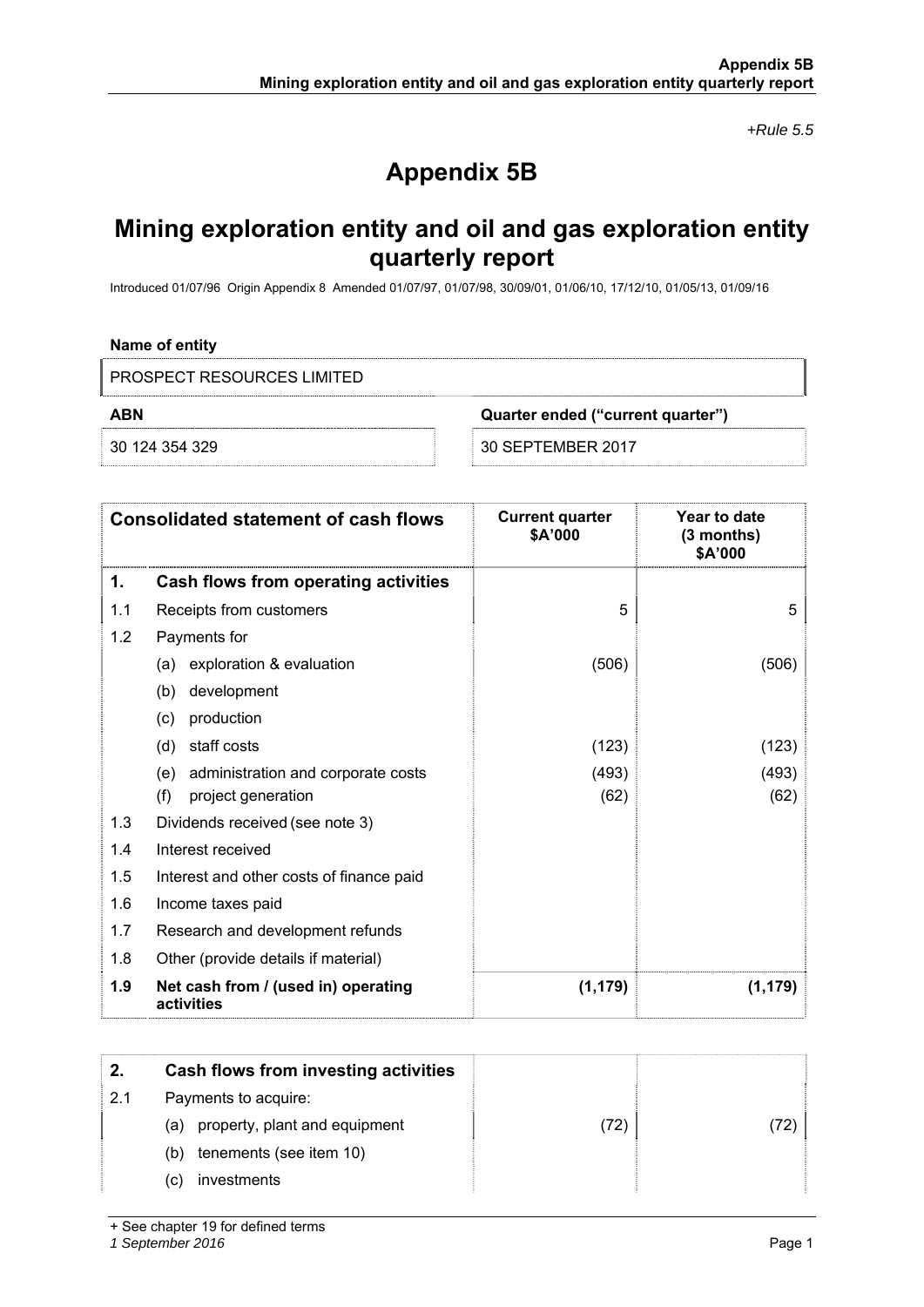*+Rule 5.5*

# Appendix 5B

## Mining exploration entity and oil and gas exploration entity quarterly report

Introduced 01/07/96 Origin Appendix 8 Amended 01/07/97, 01/07/98, 30/09/01, 01/06/10, 17/12/10, 01/05/13, 01/09/16

**Name of entity**

PROSPECT RESOURCES LIMITED

| **ABN** | **Quarter ended ("current quarter")** |
|---|---|
| 30 124 354 329 | 30 SEPTEMBER 2017 |

| | **Consolidated statement of cash flows** | **Current quarter \$A'000** | **Year to date (3 months) \$A'000** |
|---|---|---|---|
| **1.** | **Cash flows from operating activities** | | |
| 1.1 | Receipts from customers | 5 | 5 |
| 1.2 | Payments for | | |
| | (a) exploration & evaluation | (506) | (506) |
| | (b) development | | |
| | (c) production | | |
| | (d) staff costs | (123) | (123) |
| | (e) administration and corporate costs | (493) | (493) |
| | (f) project generation | (62) | (62) |
| 1.3 | Dividends received (see note 3) | | |
| 1.4 | Interest received | | |
| 1.5 | Interest and other costs of finance paid | | |
| 1.6 | Income taxes paid | | |
| 1.7 | Research and development refunds | | |
| 1.8 | Other (provide details if material) | | |
| **1.9** | **Net cash from / (used in) operating activities** | **(1,179)** | **(1,179)** |

| | | | |
|---|---|---|---|
| **2.** | **Cash flows from investing activities** | | |
| 2.1 | Payments to acquire: | | |
| | (a) property, plant and equipment | (72) | (72) |
| | (b) tenements (see item 10) | | |
| | (c) investments | | |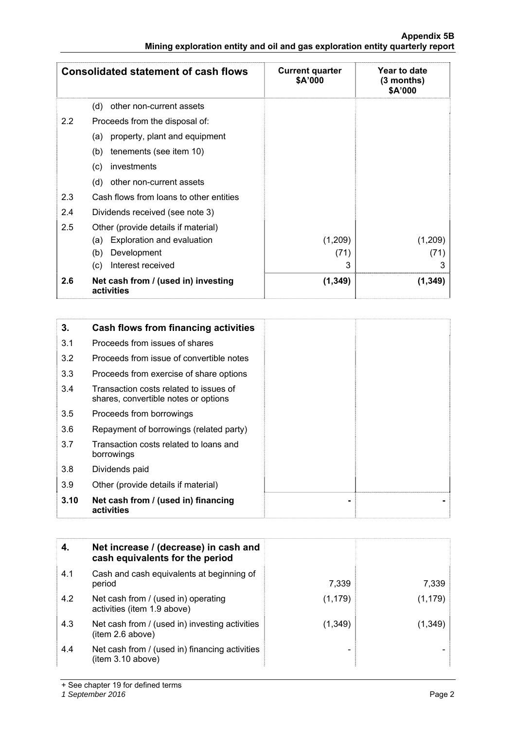| | Consolidated statement of cash flows | Current quarter $A'000 | Year to date (3 months) $A'000 |
|---|---|---|---|
| | (d) other non-current assets | | |
| 2.2 | Proceeds from the disposal of: | | |
| | (a) property, plant and equipment | | |
| | (b) tenements (see item 10) | | |
| | (c) investments | | |
| | (d) other non-current assets | | |
| 2.3 | Cash flows from loans to other entities | | |
| 2.4 | Dividends received (see note 3) | | |
| 2.5 | Other (provide details if material) | | |
| | (a) Exploration and evaluation | (1,209) | (1,209) |
| | (b) Development | (71) | (71) |
| | (c) Interest received | 3 | 3 |
| **2.6** | **Net cash from / (used in) investing activities** | **(1,349)** | **(1,349)** |

| 3. | Cash flows from financing activities | | |
|---|---|---|---|
| 3.1 | Proceeds from issues of shares | | |
| 3.2 | Proceeds from issue of convertible notes | | |
| 3.3 | Proceeds from exercise of share options | | |
| 3.4 | Transaction costs related to issues of shares, convertible notes or options | | |
| 3.5 | Proceeds from borrowings | | |
| 3.6 | Repayment of borrowings (related party) | | |
| 3.7 | Transaction costs related to loans and borrowings | | |
| 3.8 | Dividends paid | | |
| 3.9 | Other (provide details if material) | | |
| **3.10** | **Net cash from / (used in) financing activities** | **-** | **-** |

| 4. | Net increase / (decrease) in cash and cash equivalents for the period | | |
|---|---|---|---|
| 4.1 | Cash and cash equivalents at beginning of period | 7,339 | 7,339 |
| 4.2 | Net cash from / (used in) operating activities (item 1.9 above) | (1,179) | (1,179) |
| 4.3 | Net cash from / (used in) investing activities (item 2.6 above) | (1,349) | (1,349) |
| 4.4 | Net cash from / (used in) financing activities (item 3.10 above) | - | - |

+ See chapter 19 for defined terms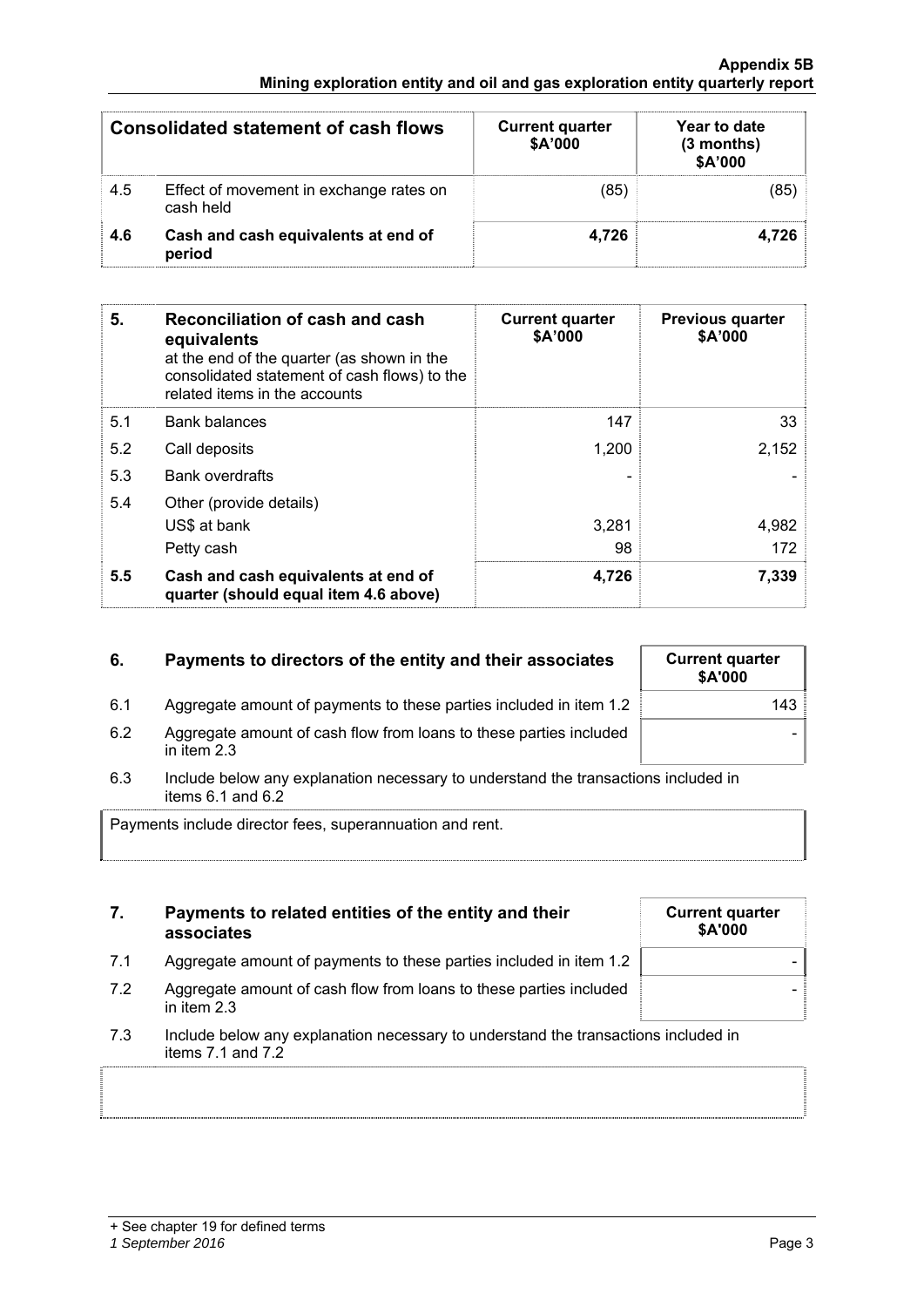| | Consolidated statement of cash flows | Current quarter $A'000 | Year to date (3 months) $A'000 |
|---|---|---|---|
| 4.5 | Effect of movement in exchange rates on cash held | (85) | (85) |
| **4.6** | **Cash and cash equivalents at end of period** | **4,726** | **4,726** |

| **5.** | **Reconciliation of cash and cash equivalents** at the end of the quarter (as shown in the consolidated statement of cash flows) to the related items in the accounts | **Current quarter $A'000** | **Previous quarter $A'000** |
|---|---|---|---|
| 5.1 | Bank balances | 147 | 33 |
| 5.2 | Call deposits | 1,200 | 2,152 |
| 5.3 | Bank overdrafts | - | - |
| 5.4 | Other (provide details) | | |
| | US$ at bank | 3,281 | 4,982 |
| | Petty cash | 98 | 172 |
| **5.5** | **Cash and cash equivalents at end of quarter (should equal item 4.6 above)** | **4,726** | **7,339** |

| **6.** | **Payments to directors of the entity and their associates** | **Current quarter $A'000** |
|---|---|---|
| 6.1 | Aggregate amount of payments to these parties included in item 1.2 | 143 |
| 6.2 | Aggregate amount of cash flow from loans to these parties included in item 2.3 | - |

6.3 Include below any explanation necessary to understand the transactions included in items 6.1 and 6.2

Payments include director fees, superannuation and rent.

| **7.** | **Payments to related entities of the entity and their associates** | **Current quarter $A'000** |
|---|---|---|
| 7.1 | Aggregate amount of payments to these parties included in item 1.2 | - |
| 7.2 | Aggregate amount of cash flow from loans to these parties included in item 2.3 | - |

7.3 Include below any explanation necessary to understand the transactions included in items 7.1 and 7.2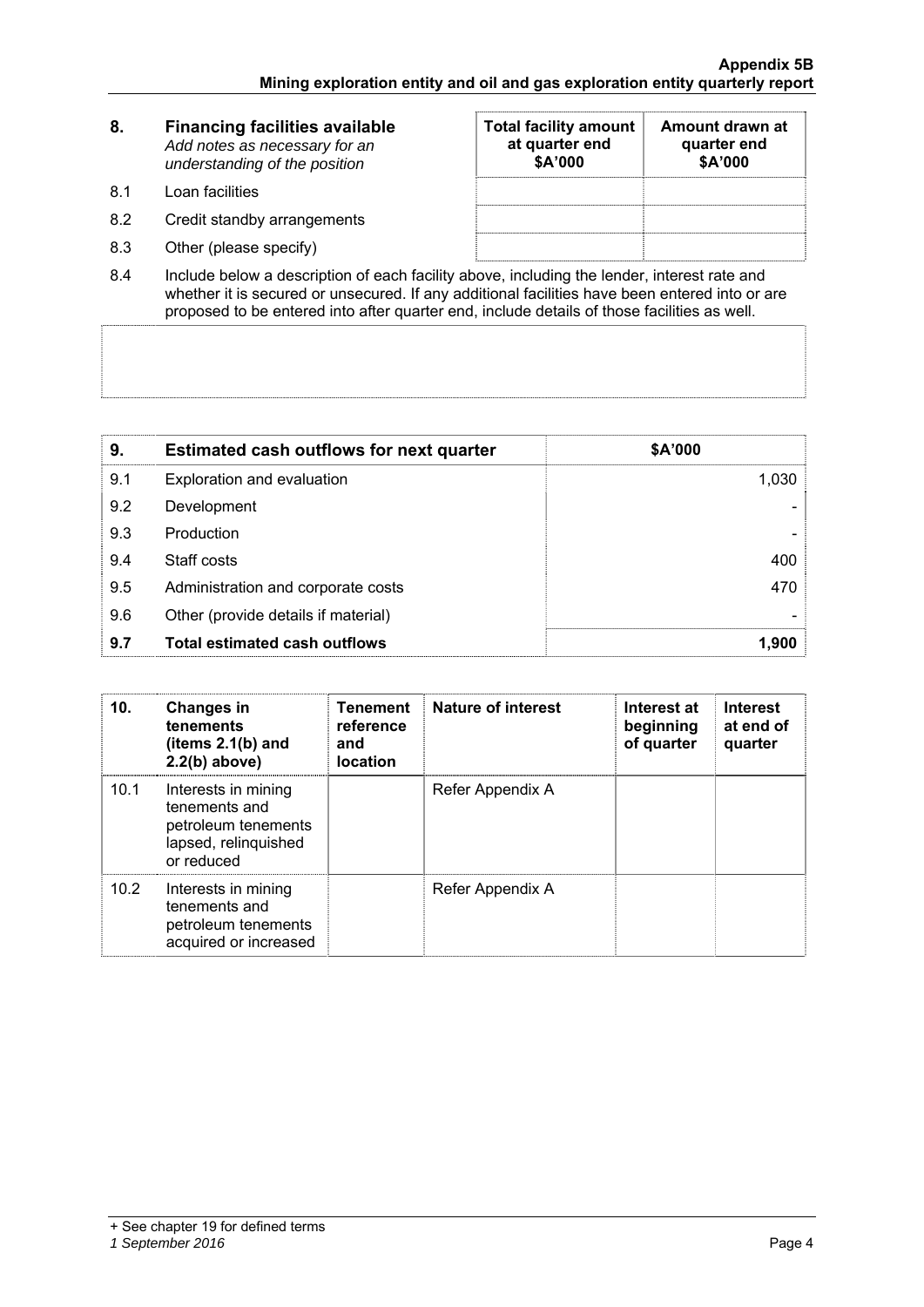| 8. | **Financing facilities available** *Add notes as necessary for an understanding of the position* | **Total facility amount at quarter end $A'000** | **Amount drawn at quarter end $A'000** |
|---|---|---|---|
| 8.1 | Loan facilities | | |
| 8.2 | Credit standby arrangements | | |
| 8.3 | Other (please specify) | | |

8.4 Include below a description of each facility above, including the lender, interest rate and whether it is secured or unsecured. If any additional facilities have been entered into or are proposed to be entered into after quarter end, include details of those facilities as well.

| 9. | **Estimated cash outflows for next quarter** | **$A'000** |
|---|---|---|
| 9.1 | Exploration and evaluation | 1,030 |
| 9.2 | Development | - |
| 9.3 | Production | - |
| 9.4 | Staff costs | 400 |
| 9.5 | Administration and corporate costs | 470 |
| 9.6 | Other (provide details if material) | - |
| **9.7** | **Total estimated cash outflows** | **1,900** |

| 10. | **Changes in tenements (items 2.1(b) and 2.2(b) above)** | **Tenement reference and location** | **Nature of interest** | **Interest at beginning of quarter** | **Interest at end of quarter** |
|---|---|---|---|---|---|
| 10.1 | Interests in mining tenements and petroleum tenements lapsed, relinquished or reduced | | Refer Appendix A | | |
| 10.2 | Interests in mining tenements and petroleum tenements acquired or increased | | Refer Appendix A | | |

+ See chapter 19 for defined terms

*1 September 2016*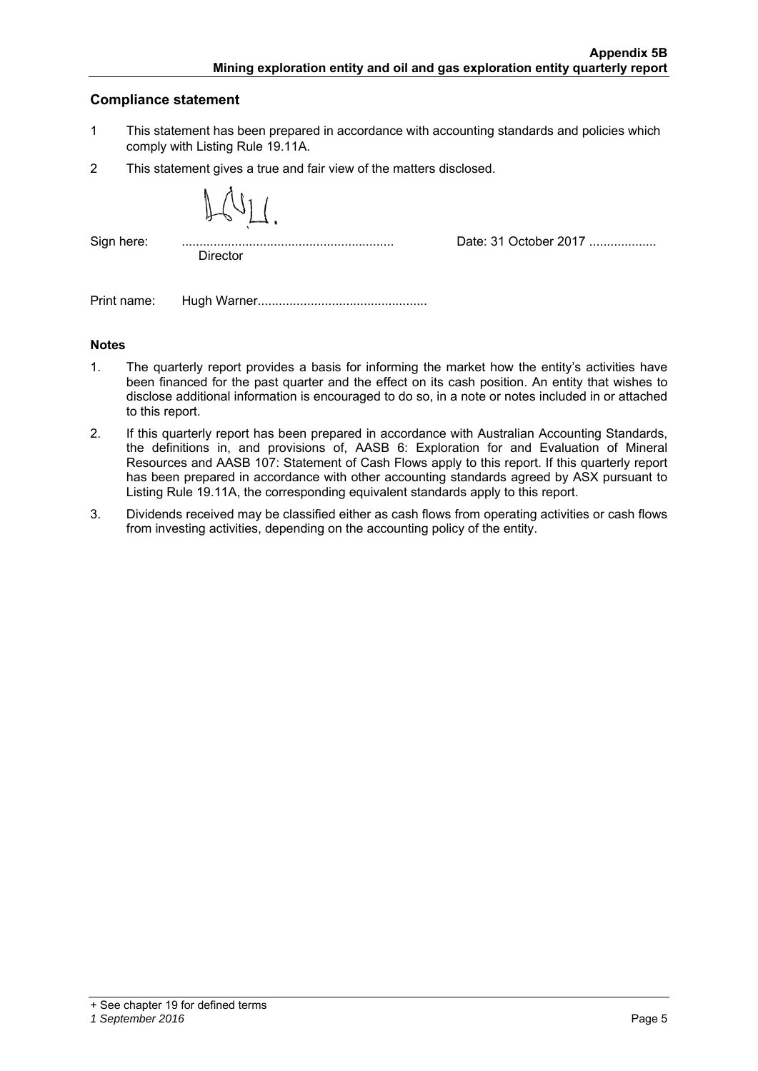## Compliance statement

1 This statement has been prepared in accordance with accounting standards and policies which comply with Listing Rule 19.11A.

2 This statement gives a true and fair view of the matters disclosed.

Sign here: ............................................................ Date: 31 October 2017 ...................
Director

Print name: Hugh Warner...............................................

### Notes

1. The quarterly report provides a basis for informing the market how the entity's activities have been financed for the past quarter and the effect on its cash position. An entity that wishes to disclose additional information is encouraged to do so, in a note or notes included in or attached to this report.

2. If this quarterly report has been prepared in accordance with Australian Accounting Standards, the definitions in, and provisions of, AASB 6: Exploration for and Evaluation of Mineral Resources and AASB 107: Statement of Cash Flows apply to this report. If this quarterly report has been prepared in accordance with other accounting standards agreed by ASX pursuant to Listing Rule 19.11A, the corresponding equivalent standards apply to this report.

3. Dividends received may be classified either as cash flows from operating activities or cash flows from investing activities, depending on the accounting policy of the entity.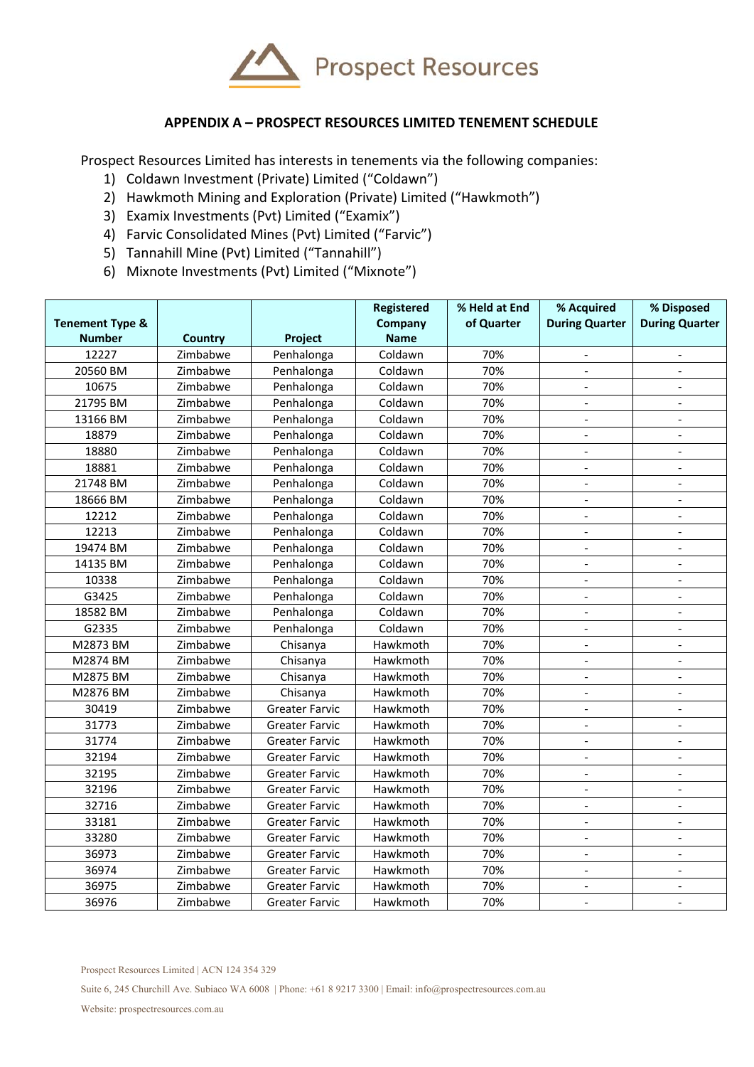## APPENDIX A – PROSPECT RESOURCES LIMITED TENEMENT SCHEDULE

Prospect Resources Limited has interests in tenements via the following companies:

1) Coldawn Investment (Private) Limited ("Coldawn")
2) Hawkmoth Mining and Exploration (Private) Limited ("Hawkmoth")
3) Examix Investments (Pvt) Limited ("Examix")
4) Farvic Consolidated Mines (Pvt) Limited ("Farvic")
5) Tannahill Mine (Pvt) Limited ("Tannahill")
6) Mixnote Investments (Pvt) Limited ("Mixnote")

| Tenement Type & Number | Country | Project | Registered Company Name | % Held at End of Quarter | % Acquired During Quarter | % Disposed During Quarter |
|---|---|---|---|---|---|---|
| 12227 | Zimbabwe | Penhalonga | Coldawn | 70% | - | - |
| 20560 BM | Zimbabwe | Penhalonga | Coldawn | 70% | - | - |
| 10675 | Zimbabwe | Penhalonga | Coldawn | 70% | - | - |
| 21795 BM | Zimbabwe | Penhalonga | Coldawn | 70% | - | - |
| 13166 BM | Zimbabwe | Penhalonga | Coldawn | 70% | - | - |
| 18879 | Zimbabwe | Penhalonga | Coldawn | 70% | - | - |
| 18880 | Zimbabwe | Penhalonga | Coldawn | 70% | - | - |
| 18881 | Zimbabwe | Penhalonga | Coldawn | 70% | - | - |
| 21748 BM | Zimbabwe | Penhalonga | Coldawn | 70% | - | - |
| 18666 BM | Zimbabwe | Penhalonga | Coldawn | 70% | - | - |
| 12212 | Zimbabwe | Penhalonga | Coldawn | 70% | - | - |
| 12213 | Zimbabwe | Penhalonga | Coldawn | 70% | - | - |
| 19474 BM | Zimbabwe | Penhalonga | Coldawn | 70% | - | - |
| 14135 BM | Zimbabwe | Penhalonga | Coldawn | 70% | - | - |
| 10338 | Zimbabwe | Penhalonga | Coldawn | 70% | - | - |
| G3425 | Zimbabwe | Penhalonga | Coldawn | 70% | - | - |
| 18582 BM | Zimbabwe | Penhalonga | Coldawn | 70% | - | - |
| G2335 | Zimbabwe | Penhalonga | Coldawn | 70% | - | - |
| M2873 BM | Zimbabwe | Chisanya | Hawkmoth | 70% | - | - |
| M2874 BM | Zimbabwe | Chisanya | Hawkmoth | 70% | - | - |
| M2875 BM | Zimbabwe | Chisanya | Hawkmoth | 70% | - | - |
| M2876 BM | Zimbabwe | Chisanya | Hawkmoth | 70% | - | - |
| 30419 | Zimbabwe | Greater Farvic | Hawkmoth | 70% | - | - |
| 31773 | Zimbabwe | Greater Farvic | Hawkmoth | 70% | - | - |
| 31774 | Zimbabwe | Greater Farvic | Hawkmoth | 70% | - | - |
| 32194 | Zimbabwe | Greater Farvic | Hawkmoth | 70% | - | - |
| 32195 | Zimbabwe | Greater Farvic | Hawkmoth | 70% | - | - |
| 32196 | Zimbabwe | Greater Farvic | Hawkmoth | 70% | - | - |
| 32716 | Zimbabwe | Greater Farvic | Hawkmoth | 70% | - | - |
| 33181 | Zimbabwe | Greater Farvic | Hawkmoth | 70% | - | - |
| 33280 | Zimbabwe | Greater Farvic | Hawkmoth | 70% | - | - |
| 36973 | Zimbabwe | Greater Farvic | Hawkmoth | 70% | - | - |
| 36974 | Zimbabwe | Greater Farvic | Hawkmoth | 70% | - | - |
| 36975 | Zimbabwe | Greater Farvic | Hawkmoth | 70% | - | - |
| 36976 | Zimbabwe | Greater Farvic | Hawkmoth | 70% | - | - |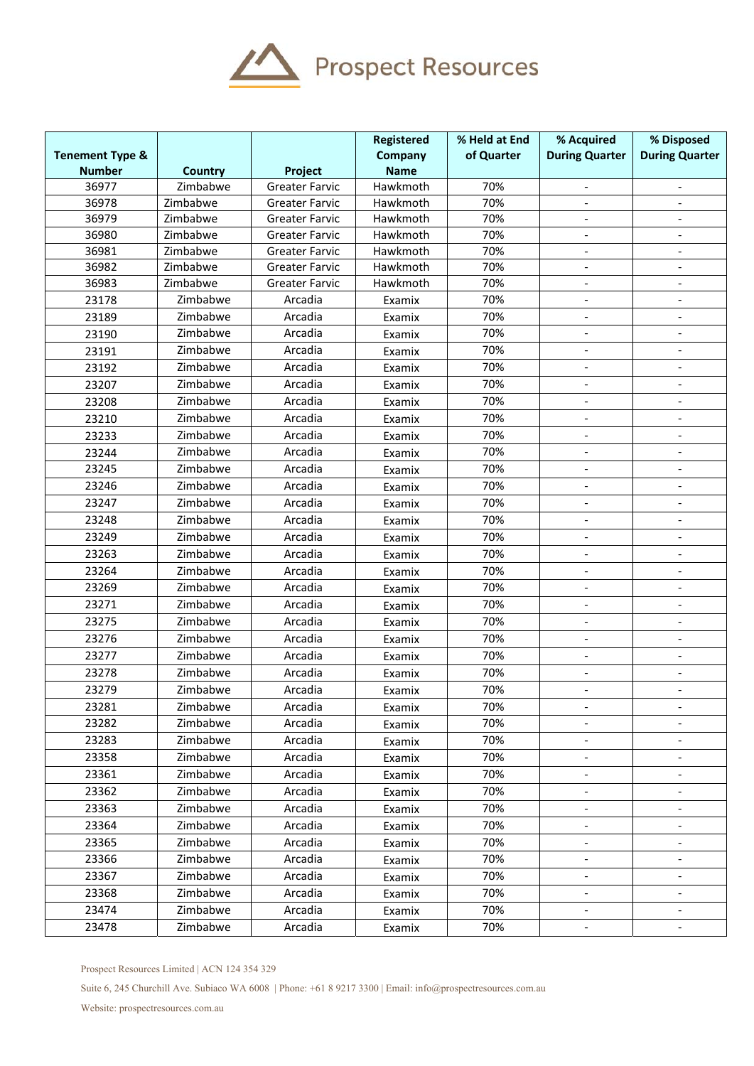| Tenement Type & Number | Country | Project | Registered Company Name | % Held at End of Quarter | % Acquired During Quarter | % Disposed During Quarter |
|---|---|---|---|---|---|---|
| 36977 | Zimbabwe | Greater Farvic | Hawkmoth | 70% | - | - |
| 36978 | Zimbabwe | Greater Farvic | Hawkmoth | 70% | - | - |
| 36979 | Zimbabwe | Greater Farvic | Hawkmoth | 70% | - | - |
| 36980 | Zimbabwe | Greater Farvic | Hawkmoth | 70% | - | - |
| 36981 | Zimbabwe | Greater Farvic | Hawkmoth | 70% | - | - |
| 36982 | Zimbabwe | Greater Farvic | Hawkmoth | 70% | - | - |
| 36983 | Zimbabwe | Greater Farvic | Hawkmoth | 70% | - | - |
| 23178 | Zimbabwe | Arcadia | Examix | 70% | - | - |
| 23189 | Zimbabwe | Arcadia | Examix | 70% | - | - |
| 23190 | Zimbabwe | Arcadia | Examix | 70% | - | - |
| 23191 | Zimbabwe | Arcadia | Examix | 70% | - | - |
| 23192 | Zimbabwe | Arcadia | Examix | 70% | - | - |
| 23207 | Zimbabwe | Arcadia | Examix | 70% | - | - |
| 23208 | Zimbabwe | Arcadia | Examix | 70% | - | - |
| 23210 | Zimbabwe | Arcadia | Examix | 70% | - | - |
| 23233 | Zimbabwe | Arcadia | Examix | 70% | - | - |
| 23244 | Zimbabwe | Arcadia | Examix | 70% | - | - |
| 23245 | Zimbabwe | Arcadia | Examix | 70% | - | - |
| 23246 | Zimbabwe | Arcadia | Examix | 70% | - | - |
| 23247 | Zimbabwe | Arcadia | Examix | 70% | - | - |
| 23248 | Zimbabwe | Arcadia | Examix | 70% | - | - |
| 23249 | Zimbabwe | Arcadia | Examix | 70% | - | - |
| 23263 | Zimbabwe | Arcadia | Examix | 70% | - | - |
| 23264 | Zimbabwe | Arcadia | Examix | 70% | - | - |
| 23269 | Zimbabwe | Arcadia | Examix | 70% | - | - |
| 23271 | Zimbabwe | Arcadia | Examix | 70% | - | - |
| 23275 | Zimbabwe | Arcadia | Examix | 70% | - | - |
| 23276 | Zimbabwe | Arcadia | Examix | 70% | - | - |
| 23277 | Zimbabwe | Arcadia | Examix | 70% | - | - |
| 23278 | Zimbabwe | Arcadia | Examix | 70% | - | - |
| 23279 | Zimbabwe | Arcadia | Examix | 70% | - | - |
| 23281 | Zimbabwe | Arcadia | Examix | 70% | - | - |
| 23282 | Zimbabwe | Arcadia | Examix | 70% | - | - |
| 23283 | Zimbabwe | Arcadia | Examix | 70% | - | - |
| 23358 | Zimbabwe | Arcadia | Examix | 70% | - | - |
| 23361 | Zimbabwe | Arcadia | Examix | 70% | - | - |
| 23362 | Zimbabwe | Arcadia | Examix | 70% | - | - |
| 23363 | Zimbabwe | Arcadia | Examix | 70% | - | - |
| 23364 | Zimbabwe | Arcadia | Examix | 70% | - | - |
| 23365 | Zimbabwe | Arcadia | Examix | 70% | - | - |
| 23366 | Zimbabwe | Arcadia | Examix | 70% | - | - |
| 23367 | Zimbabwe | Arcadia | Examix | 70% | - | - |
| 23368 | Zimbabwe | Arcadia | Examix | 70% | - | - |
| 23474 | Zimbabwe | Arcadia | Examix | 70% | - | - |
| 23478 | Zimbabwe | Arcadia | Examix | 70% | - | - |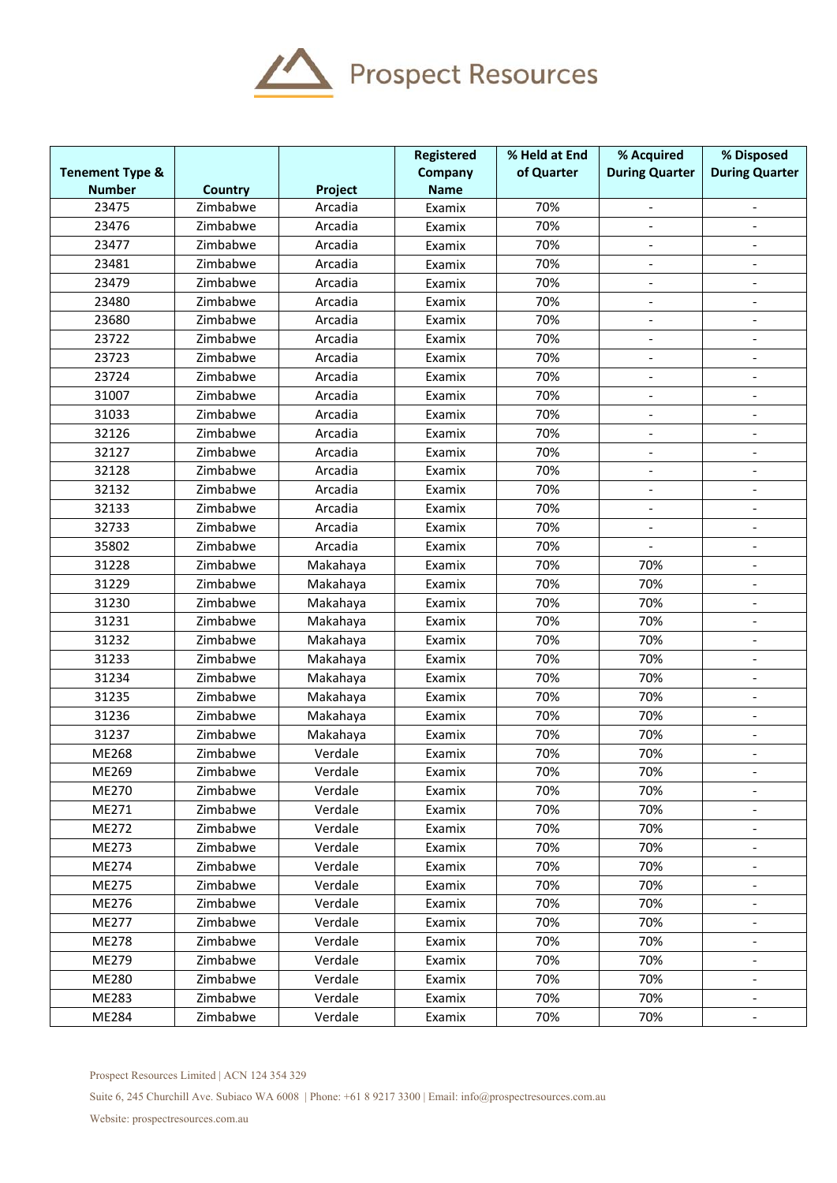| Tenement Type & Number | Country | Project | Registered Company Name | % Held at End of Quarter | % Acquired During Quarter | % Disposed During Quarter |
|---|---|---|---|---|---|---|
| 23475 | Zimbabwe | Arcadia | Examix | 70% | - | - |
| 23476 | Zimbabwe | Arcadia | Examix | 70% | - | - |
| 23477 | Zimbabwe | Arcadia | Examix | 70% | - | - |
| 23481 | Zimbabwe | Arcadia | Examix | 70% | - | - |
| 23479 | Zimbabwe | Arcadia | Examix | 70% | - | - |
| 23480 | Zimbabwe | Arcadia | Examix | 70% | - | - |
| 23680 | Zimbabwe | Arcadia | Examix | 70% | - | - |
| 23722 | Zimbabwe | Arcadia | Examix | 70% | - | - |
| 23723 | Zimbabwe | Arcadia | Examix | 70% | - | - |
| 23724 | Zimbabwe | Arcadia | Examix | 70% | - | - |
| 31007 | Zimbabwe | Arcadia | Examix | 70% | - | - |
| 31033 | Zimbabwe | Arcadia | Examix | 70% | - | - |
| 32126 | Zimbabwe | Arcadia | Examix | 70% | - | - |
| 32127 | Zimbabwe | Arcadia | Examix | 70% | - | - |
| 32128 | Zimbabwe | Arcadia | Examix | 70% | - | - |
| 32132 | Zimbabwe | Arcadia | Examix | 70% | - | - |
| 32133 | Zimbabwe | Arcadia | Examix | 70% | - | - |
| 32733 | Zimbabwe | Arcadia | Examix | 70% | - | - |
| 35802 | Zimbabwe | Arcadia | Examix | 70% | - | - |
| 31228 | Zimbabwe | Makahaya | Examix | 70% | 70% | - |
| 31229 | Zimbabwe | Makahaya | Examix | 70% | 70% | - |
| 31230 | Zimbabwe | Makahaya | Examix | 70% | 70% | - |
| 31231 | Zimbabwe | Makahaya | Examix | 70% | 70% | - |
| 31232 | Zimbabwe | Makahaya | Examix | 70% | 70% | - |
| 31233 | Zimbabwe | Makahaya | Examix | 70% | 70% | - |
| 31234 | Zimbabwe | Makahaya | Examix | 70% | 70% | - |
| 31235 | Zimbabwe | Makahaya | Examix | 70% | 70% | - |
| 31236 | Zimbabwe | Makahaya | Examix | 70% | 70% | - |
| 31237 | Zimbabwe | Makahaya | Examix | 70% | 70% | - |
| ME268 | Zimbabwe | Verdale | Examix | 70% | 70% | - |
| ME269 | Zimbabwe | Verdale | Examix | 70% | 70% | - |
| ME270 | Zimbabwe | Verdale | Examix | 70% | 70% | - |
| ME271 | Zimbabwe | Verdale | Examix | 70% | 70% | - |
| ME272 | Zimbabwe | Verdale | Examix | 70% | 70% | - |
| ME273 | Zimbabwe | Verdale | Examix | 70% | 70% | - |
| ME274 | Zimbabwe | Verdale | Examix | 70% | 70% | - |
| ME275 | Zimbabwe | Verdale | Examix | 70% | 70% | - |
| ME276 | Zimbabwe | Verdale | Examix | 70% | 70% | - |
| ME277 | Zimbabwe | Verdale | Examix | 70% | 70% | - |
| ME278 | Zimbabwe | Verdale | Examix | 70% | 70% | - |
| ME279 | Zimbabwe | Verdale | Examix | 70% | 70% | - |
| ME280 | Zimbabwe | Verdale | Examix | 70% | 70% | - |
| ME283 | Zimbabwe | Verdale | Examix | 70% | 70% | - |
| ME284 | Zimbabwe | Verdale | Examix | 70% | 70% | - |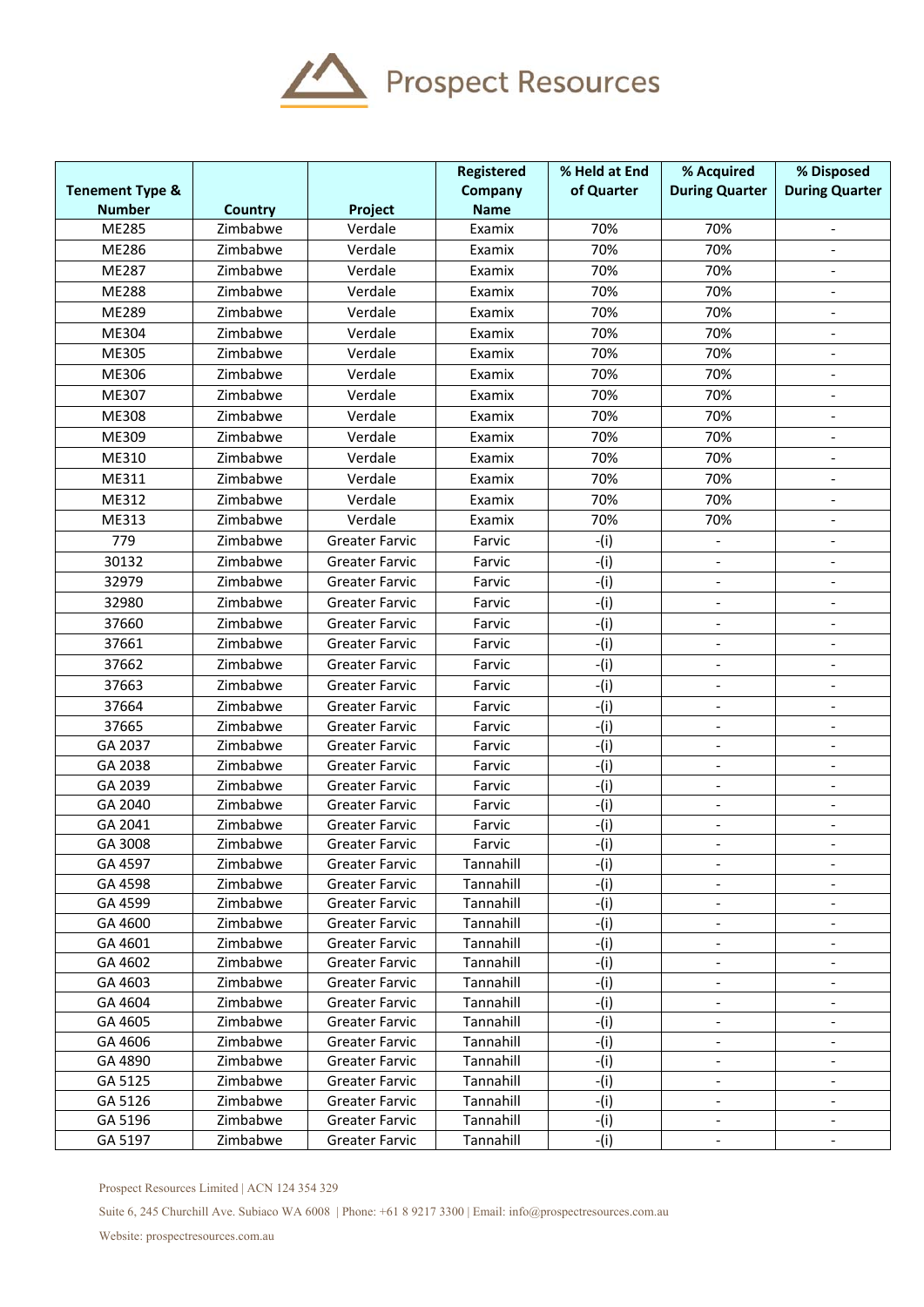| Tenement Type & Number | Country | Project | Registered Company Name | % Held at End of Quarter | % Acquired During Quarter | % Disposed During Quarter |
|---|---|---|---|---|---|---|
| ME285 | Zimbabwe | Verdale | Examix | 70% | 70% | - |
| ME286 | Zimbabwe | Verdale | Examix | 70% | 70% | - |
| ME287 | Zimbabwe | Verdale | Examix | 70% | 70% | - |
| ME288 | Zimbabwe | Verdale | Examix | 70% | 70% | - |
| ME289 | Zimbabwe | Verdale | Examix | 70% | 70% | - |
| ME304 | Zimbabwe | Verdale | Examix | 70% | 70% | - |
| ME305 | Zimbabwe | Verdale | Examix | 70% | 70% | - |
| ME306 | Zimbabwe | Verdale | Examix | 70% | 70% | - |
| ME307 | Zimbabwe | Verdale | Examix | 70% | 70% | - |
| ME308 | Zimbabwe | Verdale | Examix | 70% | 70% | - |
| ME309 | Zimbabwe | Verdale | Examix | 70% | 70% | - |
| ME310 | Zimbabwe | Verdale | Examix | 70% | 70% | - |
| ME311 | Zimbabwe | Verdale | Examix | 70% | 70% | - |
| ME312 | Zimbabwe | Verdale | Examix | 70% | 70% | - |
| ME313 | Zimbabwe | Verdale | Examix | 70% | 70% | - |
| 779 | Zimbabwe | Greater Farvic | Farvic | -(i) | - | - |
| 30132 | Zimbabwe | Greater Farvic | Farvic | -(i) | - | - |
| 32979 | Zimbabwe | Greater Farvic | Farvic | -(i) | - | - |
| 32980 | Zimbabwe | Greater Farvic | Farvic | -(i) | - | - |
| 37660 | Zimbabwe | Greater Farvic | Farvic | -(i) | - | - |
| 37661 | Zimbabwe | Greater Farvic | Farvic | -(i) | - | - |
| 37662 | Zimbabwe | Greater Farvic | Farvic | -(i) | - | - |
| 37663 | Zimbabwe | Greater Farvic | Farvic | -(i) | - | - |
| 37664 | Zimbabwe | Greater Farvic | Farvic | -(i) | - | - |
| 37665 | Zimbabwe | Greater Farvic | Farvic | -(i) | - | - |
| GA 2037 | Zimbabwe | Greater Farvic | Farvic | -(i) | - | - |
| GA 2038 | Zimbabwe | Greater Farvic | Farvic | -(i) | - | - |
| GA 2039 | Zimbabwe | Greater Farvic | Farvic | -(i) | - | - |
| GA 2040 | Zimbabwe | Greater Farvic | Farvic | -(i) | - | - |
| GA 2041 | Zimbabwe | Greater Farvic | Farvic | -(i) | - | - |
| GA 3008 | Zimbabwe | Greater Farvic | Farvic | -(i) | - | - |
| GA 4597 | Zimbabwe | Greater Farvic | Tannahill | -(i) | - | - |
| GA 4598 | Zimbabwe | Greater Farvic | Tannahill | -(i) | - | - |
| GA 4599 | Zimbabwe | Greater Farvic | Tannahill | -(i) | - | - |
| GA 4600 | Zimbabwe | Greater Farvic | Tannahill | -(i) | - | - |
| GA 4601 | Zimbabwe | Greater Farvic | Tannahill | -(i) | - | - |
| GA 4602 | Zimbabwe | Greater Farvic | Tannahill | -(i) | - | - |
| GA 4603 | Zimbabwe | Greater Farvic | Tannahill | -(i) | - | - |
| GA 4604 | Zimbabwe | Greater Farvic | Tannahill | -(i) | - | - |
| GA 4605 | Zimbabwe | Greater Farvic | Tannahill | -(i) | - | - |
| GA 4606 | Zimbabwe | Greater Farvic | Tannahill | -(i) | - | - |
| GA 4890 | Zimbabwe | Greater Farvic | Tannahill | -(i) | - | - |
| GA 5125 | Zimbabwe | Greater Farvic | Tannahill | -(i) | - | - |
| GA 5126 | Zimbabwe | Greater Farvic | Tannahill | -(i) | - | - |
| GA 5196 | Zimbabwe | Greater Farvic | Tannahill | -(i) | - | - |
| GA 5197 | Zimbabwe | Greater Farvic | Tannahill | -(i) | - | - |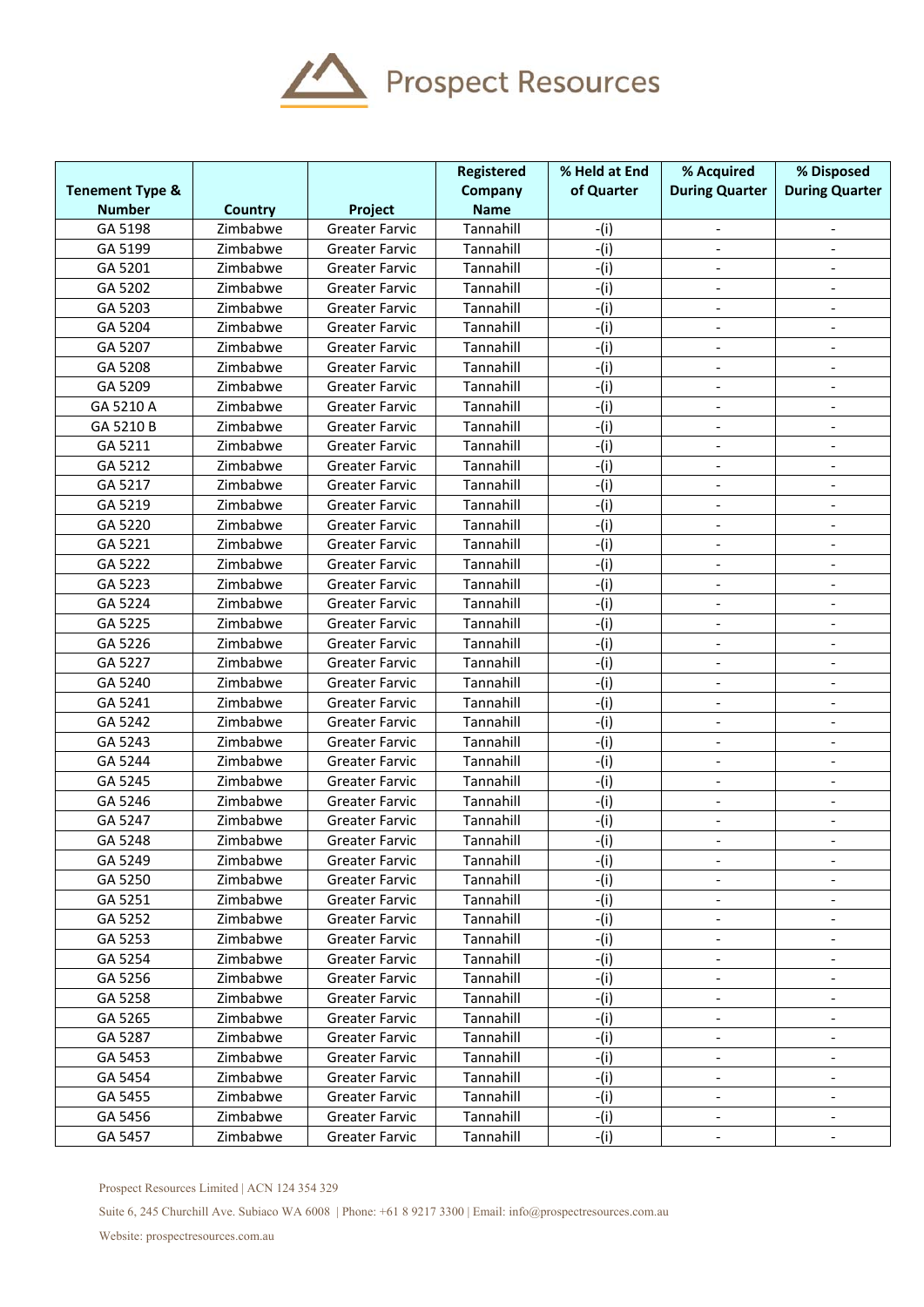| Tenement Type & Number | Country | Project | Registered Company Name | % Held at End of Quarter | % Acquired During Quarter | % Disposed During Quarter |
|---|---|---|---|---|---|---|
| GA 5198 | Zimbabwe | Greater Farvic | Tannahill | -(i) | - | - |
| GA 5199 | Zimbabwe | Greater Farvic | Tannahill | -(i) | - | - |
| GA 5201 | Zimbabwe | Greater Farvic | Tannahill | -(i) | - | - |
| GA 5202 | Zimbabwe | Greater Farvic | Tannahill | -(i) | - | - |
| GA 5203 | Zimbabwe | Greater Farvic | Tannahill | -(i) | - | - |
| GA 5204 | Zimbabwe | Greater Farvic | Tannahill | -(i) | - | - |
| GA 5207 | Zimbabwe | Greater Farvic | Tannahill | -(i) | - | - |
| GA 5208 | Zimbabwe | Greater Farvic | Tannahill | -(i) | - | - |
| GA 5209 | Zimbabwe | Greater Farvic | Tannahill | -(i) | - | - |
| GA 5210 A | Zimbabwe | Greater Farvic | Tannahill | -(i) | - | - |
| GA 5210 B | Zimbabwe | Greater Farvic | Tannahill | -(i) | - | - |
| GA 5211 | Zimbabwe | Greater Farvic | Tannahill | -(i) | - | - |
| GA 5212 | Zimbabwe | Greater Farvic | Tannahill | -(i) | - | - |
| GA 5217 | Zimbabwe | Greater Farvic | Tannahill | -(i) | - | - |
| GA 5219 | Zimbabwe | Greater Farvic | Tannahill | -(i) | - | - |
| GA 5220 | Zimbabwe | Greater Farvic | Tannahill | -(i) | - | - |
| GA 5221 | Zimbabwe | Greater Farvic | Tannahill | -(i) | - | - |
| GA 5222 | Zimbabwe | Greater Farvic | Tannahill | -(i) | - | - |
| GA 5223 | Zimbabwe | Greater Farvic | Tannahill | -(i) | - | - |
| GA 5224 | Zimbabwe | Greater Farvic | Tannahill | -(i) | - | - |
| GA 5225 | Zimbabwe | Greater Farvic | Tannahill | -(i) | - | - |
| GA 5226 | Zimbabwe | Greater Farvic | Tannahill | -(i) | - | - |
| GA 5227 | Zimbabwe | Greater Farvic | Tannahill | -(i) | - | - |
| GA 5240 | Zimbabwe | Greater Farvic | Tannahill | -(i) | - | - |
| GA 5241 | Zimbabwe | Greater Farvic | Tannahill | -(i) | - | - |
| GA 5242 | Zimbabwe | Greater Farvic | Tannahill | -(i) | - | - |
| GA 5243 | Zimbabwe | Greater Farvic | Tannahill | -(i) | - | - |
| GA 5244 | Zimbabwe | Greater Farvic | Tannahill | -(i) | - | - |
| GA 5245 | Zimbabwe | Greater Farvic | Tannahill | -(i) | - | - |
| GA 5246 | Zimbabwe | Greater Farvic | Tannahill | -(i) | - | - |
| GA 5247 | Zimbabwe | Greater Farvic | Tannahill | -(i) | - | - |
| GA 5248 | Zimbabwe | Greater Farvic | Tannahill | -(i) | - | - |
| GA 5249 | Zimbabwe | Greater Farvic | Tannahill | -(i) | - | - |
| GA 5250 | Zimbabwe | Greater Farvic | Tannahill | -(i) | - | - |
| GA 5251 | Zimbabwe | Greater Farvic | Tannahill | -(i) | - | - |
| GA 5252 | Zimbabwe | Greater Farvic | Tannahill | -(i) | - | - |
| GA 5253 | Zimbabwe | Greater Farvic | Tannahill | -(i) | - | - |
| GA 5254 | Zimbabwe | Greater Farvic | Tannahill | -(i) | - | - |
| GA 5256 | Zimbabwe | Greater Farvic | Tannahill | -(i) | - | - |
| GA 5258 | Zimbabwe | Greater Farvic | Tannahill | -(i) | - | - |
| GA 5265 | Zimbabwe | Greater Farvic | Tannahill | -(i) | - | - |
| GA 5287 | Zimbabwe | Greater Farvic | Tannahill | -(i) | - | - |
| GA 5453 | Zimbabwe | Greater Farvic | Tannahill | -(i) | - | - |
| GA 5454 | Zimbabwe | Greater Farvic | Tannahill | -(i) | - | - |
| GA 5455 | Zimbabwe | Greater Farvic | Tannahill | -(i) | - | - |
| GA 5456 | Zimbabwe | Greater Farvic | Tannahill | -(i) | - | - |
| GA 5457 | Zimbabwe | Greater Farvic | Tannahill | -(i) | - | - |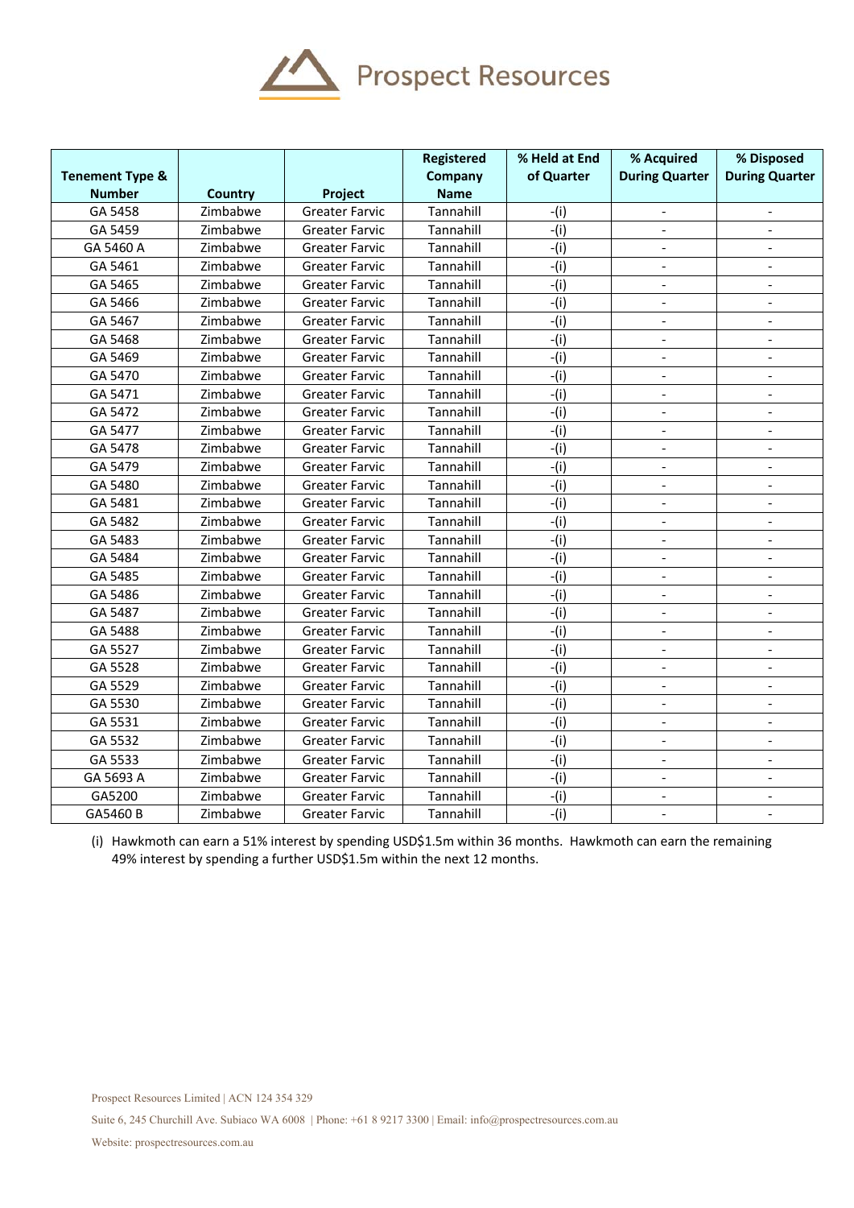| Tenement Type & Number | Country | Project | Registered Company Name | % Held at End of Quarter | % Acquired During Quarter | % Disposed During Quarter |
|---|---|---|---|---|---|---|
| GA 5458 | Zimbabwe | Greater Farvic | Tannahill | -(i) | - | - |
| GA 5459 | Zimbabwe | Greater Farvic | Tannahill | -(i) | - | - |
| GA 5460 A | Zimbabwe | Greater Farvic | Tannahill | -(i) | - | - |
| GA 5461 | Zimbabwe | Greater Farvic | Tannahill | -(i) | - | - |
| GA 5465 | Zimbabwe | Greater Farvic | Tannahill | -(i) | - | - |
| GA 5466 | Zimbabwe | Greater Farvic | Tannahill | -(i) | - | - |
| GA 5467 | Zimbabwe | Greater Farvic | Tannahill | -(i) | - | - |
| GA 5468 | Zimbabwe | Greater Farvic | Tannahill | -(i) | - | - |
| GA 5469 | Zimbabwe | Greater Farvic | Tannahill | -(i) | - | - |
| GA 5470 | Zimbabwe | Greater Farvic | Tannahill | -(i) | - | - |
| GA 5471 | Zimbabwe | Greater Farvic | Tannahill | -(i) | - | - |
| GA 5472 | Zimbabwe | Greater Farvic | Tannahill | -(i) | - | - |
| GA 5477 | Zimbabwe | Greater Farvic | Tannahill | -(i) | - | - |
| GA 5478 | Zimbabwe | Greater Farvic | Tannahill | -(i) | - | - |
| GA 5479 | Zimbabwe | Greater Farvic | Tannahill | -(i) | - | - |
| GA 5480 | Zimbabwe | Greater Farvic | Tannahill | -(i) | - | - |
| GA 5481 | Zimbabwe | Greater Farvic | Tannahill | -(i) | - | - |
| GA 5482 | Zimbabwe | Greater Farvic | Tannahill | -(i) | - | - |
| GA 5483 | Zimbabwe | Greater Farvic | Tannahill | -(i) | - | - |
| GA 5484 | Zimbabwe | Greater Farvic | Tannahill | -(i) | - | - |
| GA 5485 | Zimbabwe | Greater Farvic | Tannahill | -(i) | - | - |
| GA 5486 | Zimbabwe | Greater Farvic | Tannahill | -(i) | - | - |
| GA 5487 | Zimbabwe | Greater Farvic | Tannahill | -(i) | - | - |
| GA 5488 | Zimbabwe | Greater Farvic | Tannahill | -(i) | - | - |
| GA 5527 | Zimbabwe | Greater Farvic | Tannahill | -(i) | - | - |
| GA 5528 | Zimbabwe | Greater Farvic | Tannahill | -(i) | - | - |
| GA 5529 | Zimbabwe | Greater Farvic | Tannahill | -(i) | - | - |
| GA 5530 | Zimbabwe | Greater Farvic | Tannahill | -(i) | - | - |
| GA 5531 | Zimbabwe | Greater Farvic | Tannahill | -(i) | - | - |
| GA 5532 | Zimbabwe | Greater Farvic | Tannahill | -(i) | - | - |
| GA 5533 | Zimbabwe | Greater Farvic | Tannahill | -(i) | - | - |
| GA 5693 A | Zimbabwe | Greater Farvic | Tannahill | -(i) | - | - |
| GA5200 | Zimbabwe | Greater Farvic | Tannahill | -(i) | - | - |
| GA5460 B | Zimbabwe | Greater Farvic | Tannahill | -(i) | - | - |

(i) Hawkmoth can earn a 51% interest by spending USD$1.5m within 36 months. Hawkmoth can earn the remaining 49% interest by spending a further USD$1.5m within the next 12 months.